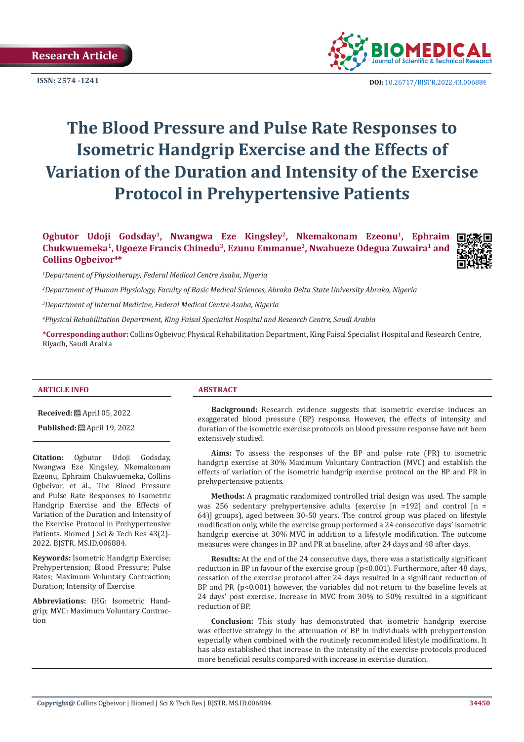Research Article

ISSN: 2574 -1241

DOI: 10.26717/BJSTR.2022.43.006884

# The Blood Pressure and Pulse Rate Responses to Isometric Handgrip Exercise and the Effects of Variation of the Duration and Intensity of the Exercise Protocol in Prehypertensive Patients

**Ogbutor Udoji Godsday[1], Nwangwa Eze Kingsley[2], Nkemakonam Ezeonu[1], Ephraim Chukwuemeka[1], Ugoeze Francis Chinedu[3], Ezunu Emmanue[3], Nwabueze Odegua Zuwaira[1] and Collins Ogbeivor[4]***

*[1]Department of Physiotherapy, Federal Medical Centre Asaba, Nigeria*

*[2]Department of Human Physiology, Faculty of Basic Medical Sciences, Abraka Delta State University Abraka, Nigeria*

*[3]Department of Internal Medicine, Federal Medical Centre Asaba, Nigeria*

*[4]Physical Rehabilitation Department, King Faisal Specialist Hospital and Research Centre, Saudi Arabia*

***Corresponding author:** Collins Ogbeivor, Physical Rehabilitation Department, King Faisal Specialist Hospital and Research Centre, Riyadh, Saudi Arabia

## ARTICLE INFO

**Received:** April 05, 2022

**Published:** April 19, 2022

**Citation:** Ogbutor Udoji Godsday, Nwangwa Eze Kingsley, Nkemakonam Ezeonu, Ephraim Chukwuemeka, Collins Ogbeivor, et al., The Blood Pressure and Pulse Rate Responses to Isometric Handgrip Exercise and the Effects of Variation of the Duration and Intensity of the Exercise Protocol in Prehypertensive Patients. Biomed J Sci & Tech Res 43(2)-2022. BJSTR. MS.ID.006884.

**Keywords:** Isometric Handgrip Exercise; Prehypertension; Blood Pressure; Pulse Rates; Maximum Voluntary Contraction; Duration; Intensity of Exercise

**Abbreviations:** IHG: Isometric Handgrip; MVC: Maximum Voluntary Contraction

## ABSTRACT

**Background:** Research evidence suggests that isometric exercise induces an exaggerated blood pressure (BP) response. However, the effects of intensity and duration of the isometric exercise protocols on blood pressure response have not been extensively studied.

**Aims:** To assess the responses of the BP and pulse rate (PR) to isometric handgrip exercise at 30% Maximum Voluntary Contraction (MVC) and establish the effects of variation of the isometric handgrip exercise protocol on the BP and PR in prehypertensive patients.

**Methods:** A pragmatic randomized controlled trial design was used. The sample was 256 sedentary prehypertensive adults (exercise [n =192] and control [n = 64)] groups), aged between 30-50 years. The control group was placed on lifestyle modification only, while the exercise group performed a 24 consecutive days' isometric handgrip exercise at 30% MVC in addition to a lifestyle modification. The outcome measures were changes in BP and PR at baseline, after 24 days and 48 after days.

**Results:** At the end of the 24 consecutive days, there was a statistically significant reduction in BP in favour of the exercise group ($p<0.001$). Furthermore, after 48 days, cessation of the exercise protocol after 24 days resulted in a significant reduction of BP and PR ($p<0.001$) however, the variables did not return to the baseline levels at 24 days' post exercise. Increase in MVC from 30% to 50% resulted in a significant reduction of BP.

**Conclusion:** This study has demonstrated that isometric handgrip exercise was effective strategy in the attenuation of BP in individuals with prehypertension especially when combined with the routinely recommended lifestyle modifications. It has also established that increase in the intensity of the exercise protocols produced more beneficial results compared with increase in exercise duration.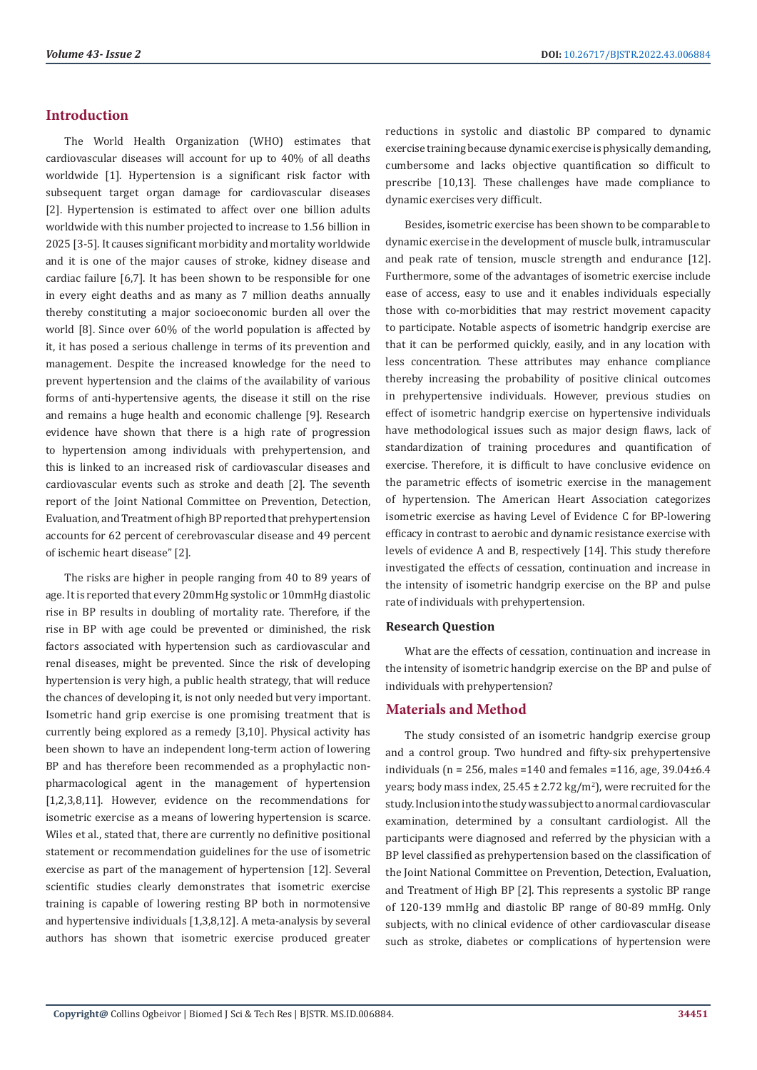## Introduction

The World Health Organization (WHO) estimates that cardiovascular diseases will account for up to 40% of all deaths worldwide [1]. Hypertension is a significant risk factor with subsequent target organ damage for cardiovascular diseases [2]. Hypertension is estimated to affect over one billion adults worldwide with this number projected to increase to 1.56 billion in 2025 [3-5]. It causes significant morbidity and mortality worldwide and it is one of the major causes of stroke, kidney disease and cardiac failure [6,7]. It has been shown to be responsible for one in every eight deaths and as many as 7 million deaths annually thereby constituting a major socioeconomic burden all over the world [8]. Since over 60% of the world population is affected by it, it has posed a serious challenge in terms of its prevention and management. Despite the increased knowledge for the need to prevent hypertension and the claims of the availability of various forms of anti-hypertensive agents, the disease it still on the rise and remains a huge health and economic challenge [9]. Research evidence have shown that there is a high rate of progression to hypertension among individuals with prehypertension, and this is linked to an increased risk of cardiovascular diseases and cardiovascular events such as stroke and death [2]. The seventh report of the Joint National Committee on Prevention, Detection, Evaluation, and Treatment of high BP reported that prehypertension accounts for 62 percent of cerebrovascular disease and 49 percent of ischemic heart disease" [2].

The risks are higher in people ranging from 40 to 89 years of age. It is reported that every 20mmHg systolic or 10mmHg diastolic rise in BP results in doubling of mortality rate. Therefore, if the rise in BP with age could be prevented or diminished, the risk factors associated with hypertension such as cardiovascular and renal diseases, might be prevented. Since the risk of developing hypertension is very high, a public health strategy, that will reduce the chances of developing it, is not only needed but very important. Isometric hand grip exercise is one promising treatment that is currently being explored as a remedy [3,10]. Physical activity has been shown to have an independent long-term action of lowering BP and has therefore been recommended as a prophylactic non-pharmacological agent in the management of hypertension [1,2,3,8,11]. However, evidence on the recommendations for isometric exercise as a means of lowering hypertension is scarce. Wiles et al., stated that, there are currently no definitive positional statement or recommendation guidelines for the use of isometric exercise as part of the management of hypertension [12]. Several scientific studies clearly demonstrates that isometric exercise training is capable of lowering resting BP both in normotensive and hypertensive individuals [1,3,8,12]. A meta-analysis by several authors has shown that isometric exercise produced greater reductions in systolic and diastolic BP compared to dynamic exercise training because dynamic exercise is physically demanding, cumbersome and lacks objective quantification so difficult to prescribe [10,13]. These challenges have made compliance to dynamic exercises very difficult.

Besides, isometric exercise has been shown to be comparable to dynamic exercise in the development of muscle bulk, intramuscular and peak rate of tension, muscle strength and endurance [12]. Furthermore, some of the advantages of isometric exercise include ease of access, easy to use and it enables individuals especially those with co-morbidities that may restrict movement capacity to participate. Notable aspects of isometric handgrip exercise are that it can be performed quickly, easily, and in any location with less concentration. These attributes may enhance compliance thereby increasing the probability of positive clinical outcomes in prehypertensive individuals. However, previous studies on effect of isometric handgrip exercise on hypertensive individuals have methodological issues such as major design flaws, lack of standardization of training procedures and quantification of exercise. Therefore, it is difficult to have conclusive evidence on the parametric effects of isometric exercise in the management of hypertension. The American Heart Association categorizes isometric exercise as having Level of Evidence C for BP-lowering efficacy in contrast to aerobic and dynamic resistance exercise with levels of evidence A and B, respectively [14]. This study therefore investigated the effects of cessation, continuation and increase in the intensity of isometric handgrip exercise on the BP and pulse rate of individuals with prehypertension.

### Research Question

What are the effects of cessation, continuation and increase in the intensity of isometric handgrip exercise on the BP and pulse of individuals with prehypertension?

## Materials and Method

The study consisted of an isometric handgrip exercise group and a control group. Two hundred and fifty-six prehypertensive individuals (n = 256, males =140 and females =116, age, 39.04±6.4 years; body mass index, 25.45 ± 2.72 kg/m$^2$), were recruited for the study. Inclusion into the study was subject to a normal cardiovascular examination, determined by a consultant cardiologist. All the participants were diagnosed and referred by the physician with a BP level classified as prehypertension based on the classification of the Joint National Committee on Prevention, Detection, Evaluation, and Treatment of High BP [2]. This represents a systolic BP range of 120-139 mmHg and diastolic BP range of 80-89 mmHg. Only subjects, with no clinical evidence of other cardiovascular disease such as stroke, diabetes or complications of hypertension were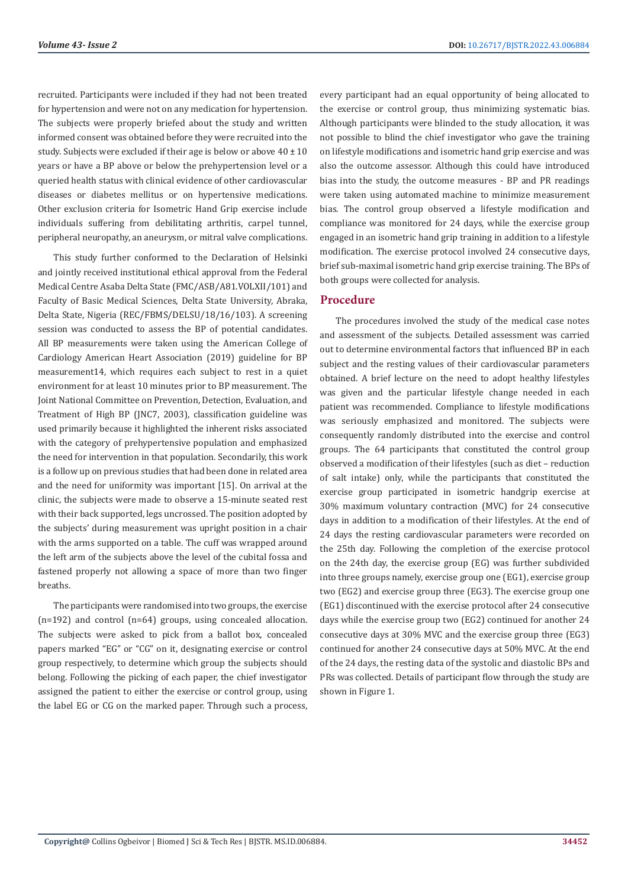recruited. Participants were included if they had not been treated for hypertension and were not on any medication for hypertension. The subjects were properly briefed about the study and written informed consent was obtained before they were recruited into the study. Subjects were excluded if their age is below or above 40 ± 10 years or have a BP above or below the prehypertension level or a queried health status with clinical evidence of other cardiovascular diseases or diabetes mellitus or on hypertensive medications. Other exclusion criteria for Isometric Hand Grip exercise include individuals suffering from debilitating arthritis, carpel tunnel, peripheral neuropathy, an aneurysm, or mitral valve complications.

This study further conformed to the Declaration of Helsinki and jointly received institutional ethical approval from the Federal Medical Centre Asaba Delta State (FMC/ASB/A81.VOLXII/101) and Faculty of Basic Medical Sciences, Delta State University, Abraka, Delta State, Nigeria (REC/FBMS/DELSU/18/16/103). A screening session was conducted to assess the BP of potential candidates. All BP measurements were taken using the American College of Cardiology American Heart Association (2019) guideline for BP measurement14, which requires each subject to rest in a quiet environment for at least 10 minutes prior to BP measurement. The Joint National Committee on Prevention, Detection, Evaluation, and Treatment of High BP (JNC7, 2003), classification guideline was used primarily because it highlighted the inherent risks associated with the category of prehypertensive population and emphasized the need for intervention in that population. Secondarily, this work is a follow up on previous studies that had been done in related area and the need for uniformity was important [15]. On arrival at the clinic, the subjects were made to observe a 15-minute seated rest with their back supported, legs uncrossed. The position adopted by the subjects' during measurement was upright position in a chair with the arms supported on a table. The cuff was wrapped around the left arm of the subjects above the level of the cubital fossa and fastened properly not allowing a space of more than two finger breaths.

The participants were randomised into two groups, the exercise (n=192) and control (n=64) groups, using concealed allocation. The subjects were asked to pick from a ballot box, concealed papers marked "EG" or "CG" on it, designating exercise or control group respectively, to determine which group the subjects should belong. Following the picking of each paper, the chief investigator assigned the patient to either the exercise or control group, using the label EG or CG on the marked paper. Through such a process, every participant had an equal opportunity of being allocated to the exercise or control group, thus minimizing systematic bias. Although participants were blinded to the study allocation, it was not possible to blind the chief investigator who gave the training on lifestyle modifications and isometric hand grip exercise and was also the outcome assessor. Although this could have introduced bias into the study, the outcome measures - BP and PR readings were taken using automated machine to minimize measurement bias. The control group observed a lifestyle modification and compliance was monitored for 24 days, while the exercise group engaged in an isometric hand grip training in addition to a lifestyle modification. The exercise protocol involved 24 consecutive days, brief sub-maximal isometric hand grip exercise training. The BPs of both groups were collected for analysis.

## Procedure

The procedures involved the study of the medical case notes and assessment of the subjects. Detailed assessment was carried out to determine environmental factors that influenced BP in each subject and the resting values of their cardiovascular parameters obtained. A brief lecture on the need to adopt healthy lifestyles was given and the particular lifestyle change needed in each patient was recommended. Compliance to lifestyle modifications was seriously emphasized and monitored. The subjects were consequently randomly distributed into the exercise and control groups. The 64 participants that constituted the control group observed a modification of their lifestyles (such as diet – reduction of salt intake) only, while the participants that constituted the exercise group participated in isometric handgrip exercise at 30% maximum voluntary contraction (MVC) for 24 consecutive days in addition to a modification of their lifestyles. At the end of 24 days the resting cardiovascular parameters were recorded on the 25th day. Following the completion of the exercise protocol on the 24th day, the exercise group (EG) was further subdivided into three groups namely, exercise group one (EG1), exercise group two (EG2) and exercise group three (EG3). The exercise group one (EG1) discontinued with the exercise protocol after 24 consecutive days while the exercise group two (EG2) continued for another 24 consecutive days at 30% MVC and the exercise group three (EG3) continued for another 24 consecutive days at 50% MVC. At the end of the 24 days, the resting data of the systolic and diastolic BPs and PRs was collected. Details of participant flow through the study are shown in Figure 1.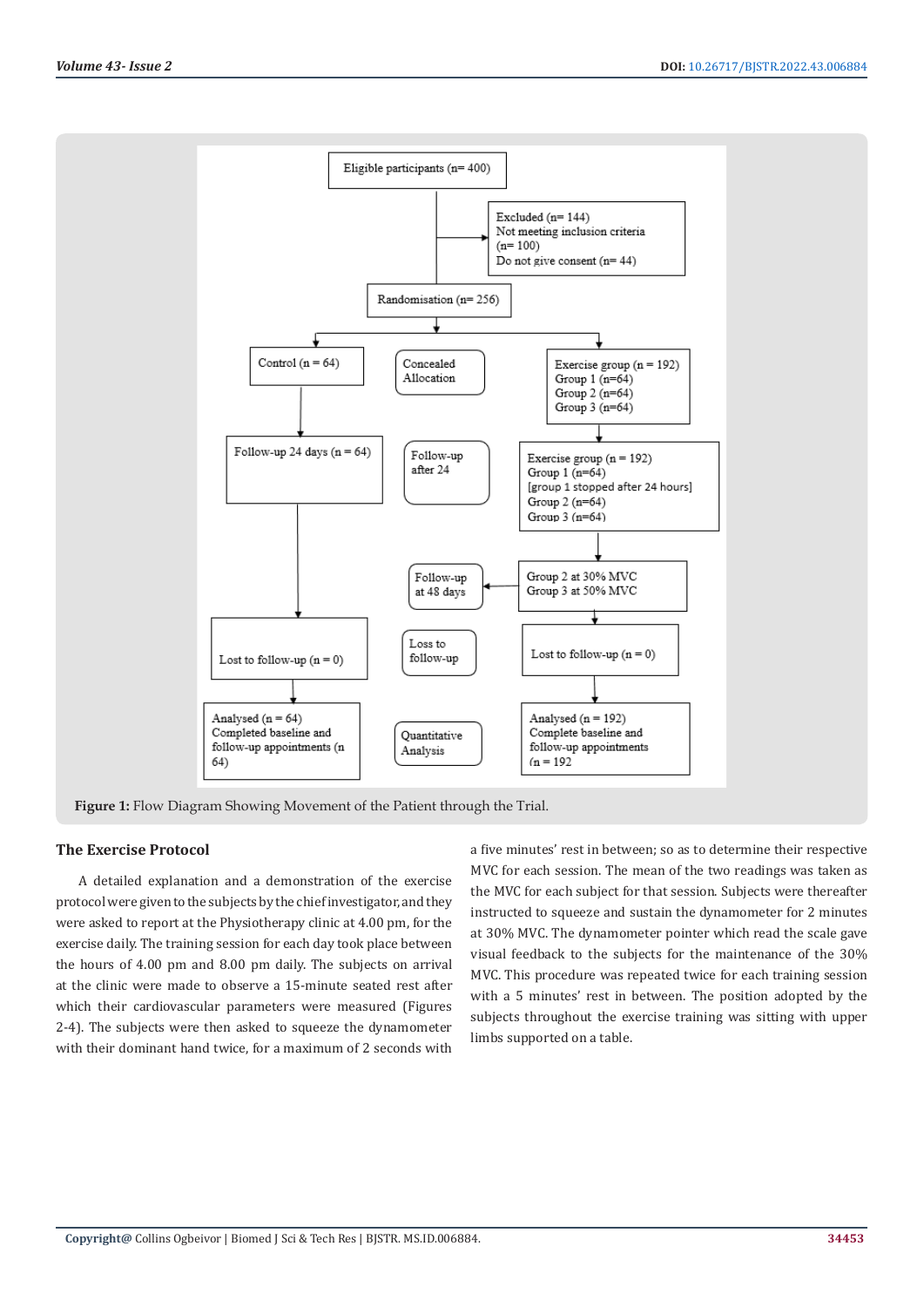Eligible participants (n= 400)

Excluded (n= 144)
Not meeting inclusion criteria (n= 100)
Do not give consent (n= 44)

Randomisation (n= 256)

Control (n = 64)

Concealed Allocation

Exercise group (n = 192)
Group 1 (n=64)
Group 2 (n=64)
Group 3 (n=64)

Follow-up 24 days (n = 64)

Follow-up after 24

Exercise group (n = 192)
Group 1 (n=64)
[group 1 stopped after 24 hours]
Group 2 (n=64)
Group 3 (n=64)

Follow-up at 48 days

Group 2 at 30% MVC
Group 3 at 50% MVC

Lost to follow-up (n = 0)

Loss to follow-up

Lost to follow-up (n = 0)

Analysed (n = 64)
Completed baseline and follow-up appointments (n 64)

Quantitative Analysis

Analysed (n = 192)
Complete baseline and follow-up appointments
(n = 192

**Figure 1:** Flow Diagram Showing Movement of the Patient through the Trial.

### The Exercise Protocol

A detailed explanation and a demonstration of the exercise protocol were given to the subjects by the chief investigator, and they were asked to report at the Physiotherapy clinic at 4.00 pm, for the exercise daily. The training session for each day took place between the hours of 4.00 pm and 8.00 pm daily. The subjects on arrival at the clinic were made to observe a 15-minute seated rest after which their cardiovascular parameters were measured (Figures 2-4). The subjects were then asked to squeeze the dynamometer with their dominant hand twice, for a maximum of 2 seconds with a five minutes' rest in between; so as to determine their respective MVC for each session. The mean of the two readings was taken as the MVC for each subject for that session. Subjects were thereafter instructed to squeeze and sustain the dynamometer for 2 minutes at 30% MVC. The dynamometer pointer which read the scale gave visual feedback to the subjects for the maintenance of the 30% MVC. This procedure was repeated twice for each training session with a 5 minutes' rest in between. The position adopted by the subjects throughout the exercise training was sitting with upper limbs supported on a table.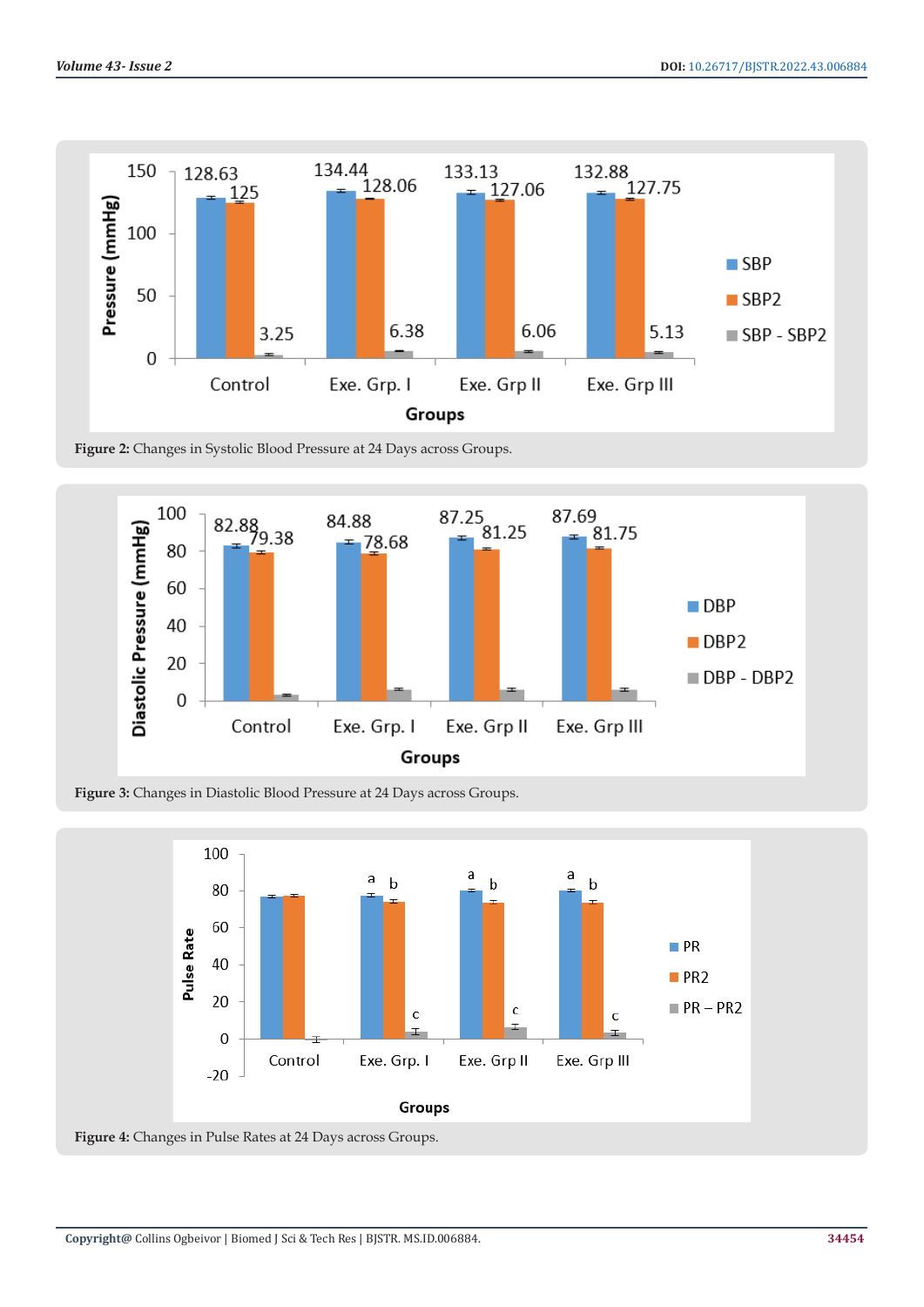Figure 2: Changes in Systolic Blood Pressure at 24 Days across Groups.

Figure 3: Changes in Diastolic Blood Pressure at 24 Days across Groups.

Figure 4: Changes in Pulse Rates at 24 Days across Groups.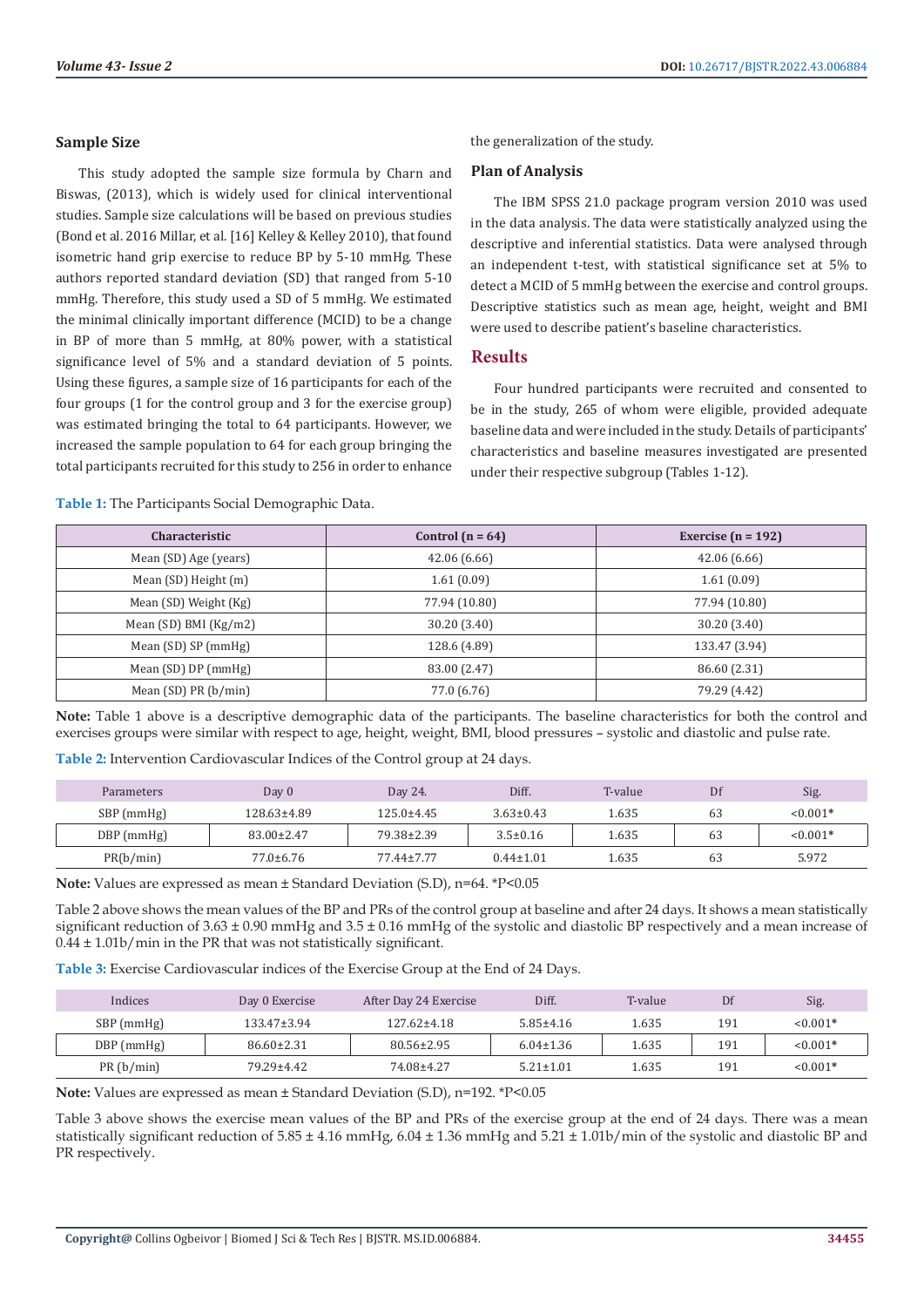### Sample Size

This study adopted the sample size formula by Charn and Biswas, (2013), which is widely used for clinical interventional studies. Sample size calculations will be based on previous studies (Bond et al. 2016 Millar, et al. [16] Kelley & Kelley 2010), that found isometric hand grip exercise to reduce BP by 5-10 mmHg. These authors reported standard deviation (SD) that ranged from 5-10 mmHg. Therefore, this study used a SD of 5 mmHg. We estimated the minimal clinically important difference (MCID) to be a change in BP of more than 5 mmHg, at 80% power, with a statistical significance level of 5% and a standard deviation of 5 points. Using these figures, a sample size of 16 participants for each of the four groups (1 for the control group and 3 for the exercise group) was estimated bringing the total to 64 participants. However, we increased the sample population to 64 for each group bringing the total participants recruited for this study to 256 in order to enhance the generalization of the study.

### Plan of Analysis

The IBM SPSS 21.0 package program version 2010 was used in the data analysis. The data were statistically analyzed using the descriptive and inferential statistics. Data were analysed through an independent t-test, with statistical significance set at 5% to detect a MCID of 5 mmHg between the exercise and control groups. Descriptive statistics such as mean age, height, weight and BMI were used to describe patient's baseline characteristics.

## Results

Four hundred participants were recruited and consented to be in the study, 265 of whom were eligible, provided adequate baseline data and were included in the study. Details of participants' characteristics and baseline measures investigated are presented under their respective subgroup (Tables 1-12).

**Table 1:** The Participants Social Demographic Data.

| Characteristic | Control (n = 64) | Exercise (n = 192) |
|---|---|---|
| Mean (SD) Age (years) | 42.06 (6.66) | 42.06 (6.66) |
| Mean (SD) Height (m) | 1.61 (0.09) | 1.61 (0.09) |
| Mean (SD) Weight (Kg) | 77.94 (10.80) | 77.94 (10.80) |
| Mean (SD) BMI (Kg/m2) | 30.20 (3.40) | 30.20 (3.40) |
| Mean (SD) SP (mmHg) | 128.6 (4.89) | 133.47 (3.94) |
| Mean (SD) DP (mmHg) | 83.00 (2.47) | 86.60 (2.31) |
| Mean (SD) PR (b/min) | 77.0 (6.76) | 79.29 (4.42) |

**Note:** Table 1 above is a descriptive demographic data of the participants. The baseline characteristics for both the control and exercises groups were similar with respect to age, height, weight, BMI, blood pressures – systolic and diastolic and pulse rate.

**Table 2:** Intervention Cardiovascular Indices of the Control group at 24 days.

| Parameters | Day 0 | Day 24. | Diff. | T-value | Df | Sig. |
|---|---|---|---|---|---|---|
| SBP (mmHg) | 128.63±4.89 | 125.0±4.45 | 3.63±0.43 | 1.635 | 63 | <0.001* |
| DBP (mmHg) | 83.00±2.47 | 79.38±2.39 | 3.5±0.16 | 1.635 | 63 | <0.001* |
| PR(b/min) | 77.0±6.76 | 77.44±7.77 | 0.44±1.01 | 1.635 | 63 | 5.972 |

**Note:** Values are expressed as mean ± Standard Deviation (S.D), n=64. *P<0.05

Table 2 above shows the mean values of the BP and PRs of the control group at baseline and after 24 days. It shows a mean statistically significant reduction of 3.63 ± 0.90 mmHg and 3.5 ± 0.16 mmHg of the systolic and diastolic BP respectively and a mean increase of 0.44 ± 1.01b/min in the PR that was not statistically significant.

**Table 3:** Exercise Cardiovascular indices of the Exercise Group at the End of 24 Days.

| Indices | Day 0 Exercise | After Day 24 Exercise | Diff. | T-value | Df | Sig. |
|---|---|---|---|---|---|---|
| SBP (mmHg) | 133.47±3.94 | 127.62±4.18 | 5.85±4.16 | 1.635 | 191 | <0.001* |
| DBP (mmHg) | 86.60±2.31 | 80.56±2.95 | 6.04±1.36 | 1.635 | 191 | <0.001* |
| PR (b/min) | 79.29±4.42 | 74.08±4.27 | 5.21±1.01 | 1.635 | 191 | <0.001* |

**Note:** Values are expressed as mean ± Standard Deviation (S.D), n=192. *P<0.05

Table 3 above shows the exercise mean values of the BP and PRs of the exercise group at the end of 24 days. There was a mean statistically significant reduction of 5.85 ± 4.16 mmHg, 6.04 ± 1.36 mmHg and 5.21 ± 1.01b/min of the systolic and diastolic BP and PR respectively.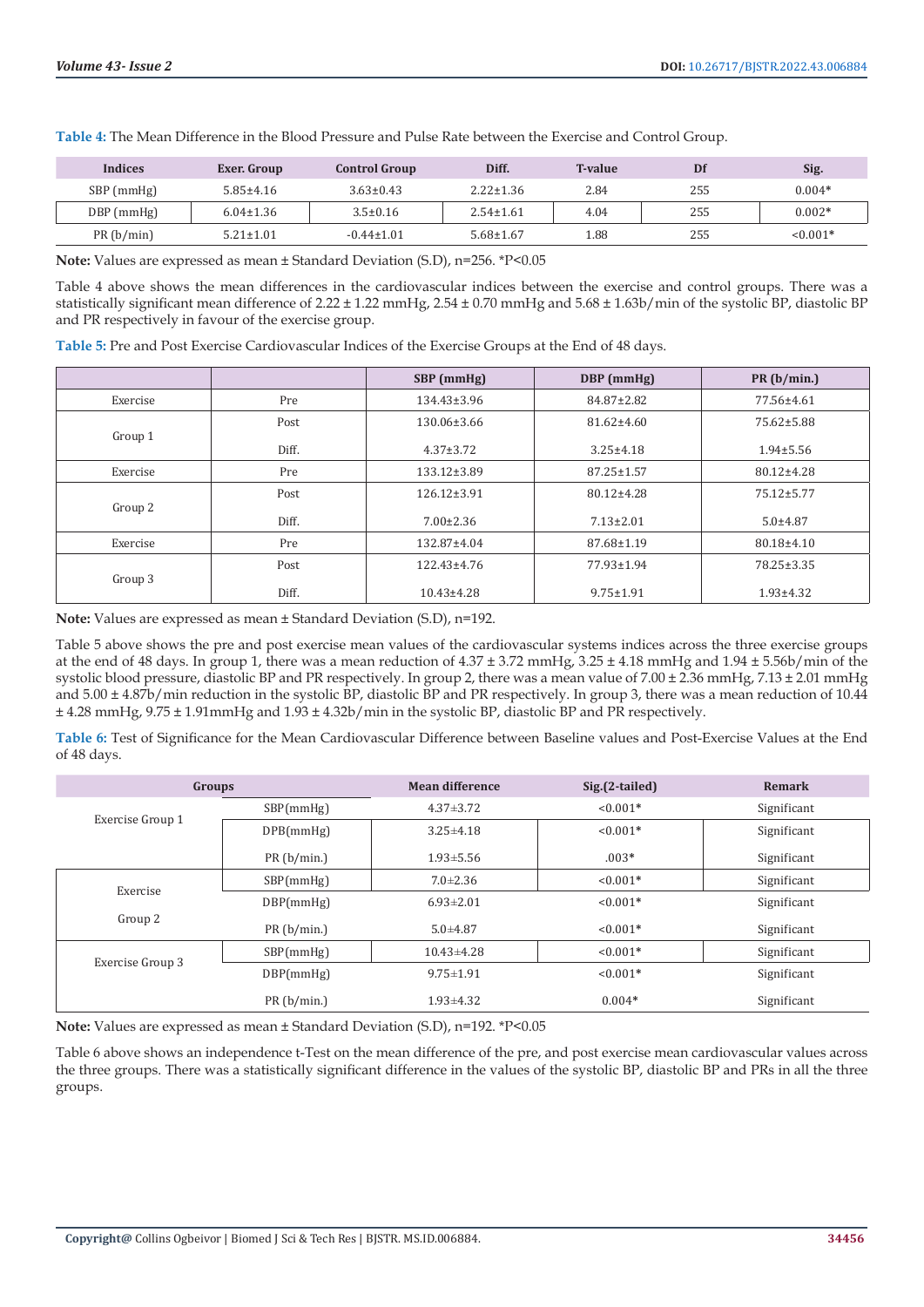**Table 4:** The Mean Difference in the Blood Pressure and Pulse Rate between the Exercise and Control Group.

| Indices | Exer. Group | Control Group | Diff. | T-value | Df | Sig. |
|---|---|---|---|---|---|---|
| SBP (mmHg) | 5.85±4.16 | 3.63±0.43 | 2.22±1.36 | 2.84 | 255 | 0.004* |
| DBP (mmHg) | 6.04±1.36 | 3.5±0.16 | 2.54±1.61 | 4.04 | 255 | 0.002* |
| PR (b/min) | 5.21±1.01 | -0.44±1.01 | 5.68±1.67 | 1.88 | 255 | <0.001* |

**Note:** Values are expressed as mean ± Standard Deviation (S.D), n=256. *P<0.05

Table 4 above shows the mean differences in the cardiovascular indices between the exercise and control groups. There was a statistically significant mean difference of 2.22 ± 1.22 mmHg, 2.54 ± 0.70 mmHg and 5.68 ± 1.63b/min of the systolic BP, diastolic BP and PR respectively in favour of the exercise group.

**Table 5:** Pre and Post Exercise Cardiovascular Indices of the Exercise Groups at the End of 48 days.

| | | SBP (mmHg) | DBP (mmHg) | PR (b/min.) |
|---|---|---|---|---|
| Exercise | Pre | 134.43±3.96 | 84.87±2.82 | 77.56±4.61 |
| Group 1 | Post | 130.06±3.66 | 81.62±4.60 | 75.62±5.88 |
| | Diff. | 4.37±3.72 | 3.25±4.18 | 1.94±5.56 |
| Exercise | Pre | 133.12±3.89 | 87.25±1.57 | 80.12±4.28 |
| Group 2 | Post | 126.12±3.91 | 80.12±4.28 | 75.12±5.77 |
| | Diff. | 7.00±2.36 | 7.13±2.01 | 5.0±4.87 |
| Exercise | Pre | 132.87±4.04 | 87.68±1.19 | 80.18±4.10 |
| Group 3 | Post | 122.43±4.76 | 77.93±1.94 | 78.25±3.35 |
| | Diff. | 10.43±4.28 | 9.75±1.91 | 1.93±4.32 |

**Note:** Values are expressed as mean ± Standard Deviation (S.D), n=192.

Table 5 above shows the pre and post exercise mean values of the cardiovascular systems indices across the three exercise groups at the end of 48 days. In group 1, there was a mean reduction of 4.37 ± 3.72 mmHg, 3.25 ± 4.18 mmHg and 1.94 ± 5.56b/min of the systolic blood pressure, diastolic BP and PR respectively. In group 2, there was a mean value of 7.00 ± 2.36 mmHg, 7.13 ± 2.01 mmHg and 5.00 ± 4.87b/min reduction in the systolic BP, diastolic BP and PR respectively. In group 3, there was a mean reduction of 10.44 ± 4.28 mmHg, 9.75 ± 1.91mmHg and 1.93 ± 4.32b/min in the systolic BP, diastolic BP and PR respectively.

**Table 6:** Test of Significance for the Mean Cardiovascular Difference between Baseline values and Post-Exercise Values at the End of 48 days.

| Groups | | Mean difference | Sig.(2-tailed) | Remark |
|---|---|---|---|---|
| Exercise Group 1 | SBP(mmHg) | 4.37±3.72 | <0.001* | Significant |
| | DPB(mmHg) | 3.25±4.18 | <0.001* | Significant |
| | PR (b/min.) | 1.93±5.56 | .003* | Significant |
| Exercise Group 2 | SBP(mmHg) | 7.0±2.36 | <0.001* | Significant |
| | DBP(mmHg) | 6.93±2.01 | <0.001* | Significant |
| | PR (b/min.) | 5.0±4.87 | <0.001* | Significant |
| Exercise Group 3 | SBP(mmHg) | 10.43±4.28 | <0.001* | Significant |
| | DBP(mmHg) | 9.75±1.91 | <0.001* | Significant |
| | PR (b/min.) | 1.93±4.32 | 0.004* | Significant |

**Note:** Values are expressed as mean ± Standard Deviation (S.D), n=192. *P<0.05

Table 6 above shows an independence t-Test on the mean difference of the pre, and post exercise mean cardiovascular values across the three groups. There was a statistically significant difference in the values of the systolic BP, diastolic BP and PRs in all the three groups.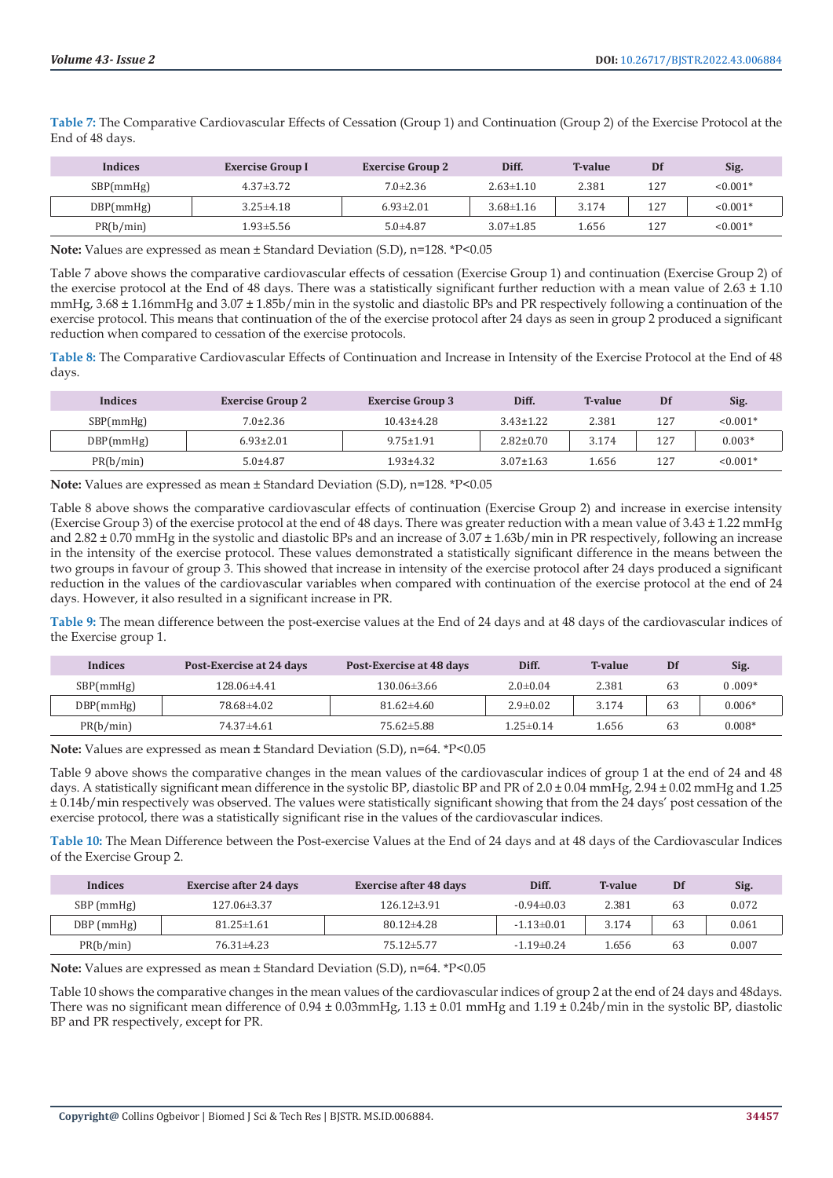**Table 7:** The Comparative Cardiovascular Effects of Cessation (Group 1) and Continuation (Group 2) of the Exercise Protocol at the End of 48 days.

| Indices | Exercise Group I | Exercise Group 2 | Diff. | T-value | Df | Sig. |
|---|---|---|---|---|---|---|
| SBP(mmHg) | 4.37±3.72 | 7.0±2.36 | 2.63±1.10 | 2.381 | 127 | <0.001* |
| DBP(mmHg) | 3.25±4.18 | 6.93±2.01 | 3.68±1.16 | 3.174 | 127 | <0.001* |
| PR(b/min) | 1.93±5.56 | 5.0±4.87 | 3.07±1.85 | 1.656 | 127 | <0.001* |

**Note:** Values are expressed as mean ± Standard Deviation (S.D), n=128. *P<0.05

Table 7 above shows the comparative cardiovascular effects of cessation (Exercise Group 1) and continuation (Exercise Group 2) of the exercise protocol at the End of 48 days. There was a statistically significant further reduction with a mean value of 2.63 ± 1.10 mmHg, 3.68 ± 1.16mmHg and 3.07 ± 1.85b/min in the systolic and diastolic BPs and PR respectively following a continuation of the exercise protocol. This means that continuation of the of the exercise protocol after 24 days as seen in group 2 produced a significant reduction when compared to cessation of the exercise protocols.

**Table 8:** The Comparative Cardiovascular Effects of Continuation and Increase in Intensity of the Exercise Protocol at the End of 48 days.

| Indices | Exercise Group 2 | Exercise Group 3 | Diff. | T-value | Df | Sig. |
|---|---|---|---|---|---|---|
| SBP(mmHg) | 7.0±2.36 | 10.43±4.28 | 3.43±1.22 | 2.381 | 127 | <0.001* |
| DBP(mmHg) | 6.93±2.01 | 9.75±1.91 | 2.82±0.70 | 3.174 | 127 | 0.003* |
| PR(b/min) | 5.0±4.87 | 1.93±4.32 | 3.07±1.63 | 1.656 | 127 | <0.001* |

**Note:** Values are expressed as mean ± Standard Deviation (S.D), n=128. *P<0.05

Table 8 above shows the comparative cardiovascular effects of continuation (Exercise Group 2) and increase in exercise intensity (Exercise Group 3) of the exercise protocol at the end of 48 days. There was greater reduction with a mean value of 3.43 ± 1.22 mmHg and 2.82 ± 0.70 mmHg in the systolic and diastolic BPs and an increase of 3.07 ± 1.63b/min in PR respectively, following an increase in the intensity of the exercise protocol. These values demonstrated a statistically significant difference in the means between the two groups in favour of group 3. This showed that increase in intensity of the exercise protocol after 24 days produced a significant reduction in the values of the cardiovascular variables when compared with continuation of the exercise protocol at the end of 24 days. However, it also resulted in a significant increase in PR.

**Table 9:** The mean difference between the post-exercise values at the End of 24 days and at 48 days of the cardiovascular indices of the Exercise group 1.

| Indices | Post-Exercise at 24 days | Post-Exercise at 48 days | Diff. | T-value | Df | Sig. |
|---|---|---|---|---|---|---|
| SBP(mmHg) | 128.06±4.41 | 130.06±3.66 | 2.0±0.04 | 2.381 | 63 | 0 .009* |
| DBP(mmHg) | 78.68±4.02 | 81.62±4.60 | 2.9±0.02 | 3.174 | 63 | 0.006* |
| PR(b/min) | 74.37±4.61 | 75.62±5.88 | 1.25±0.14 | 1.656 | 63 | 0.008* |

**Note:** Values are expressed as mean ± Standard Deviation (S.D), n=64. *P<0.05

Table 9 above shows the comparative changes in the mean values of the cardiovascular indices of group 1 at the end of 24 and 48 days. A statistically significant mean difference in the systolic BP, diastolic BP and PR of 2.0 ± 0.04 mmHg, 2.94 ± 0.02 mmHg and 1.25 ± 0.14b/min respectively was observed. The values were statistically significant showing that from the 24 days' post cessation of the exercise protocol, there was a statistically significant rise in the values of the cardiovascular indices.

**Table 10:** The Mean Difference between the Post-exercise Values at the End of 24 days and at 48 days of the Cardiovascular Indices of the Exercise Group 2.

| Indices | Exercise after 24 days | Exercise after 48 days | Diff. | T-value | Df | Sig. |
|---|---|---|---|---|---|---|
| SBP (mmHg) | 127.06±3.37 | 126.12±3.91 | -0.94±0.03 | 2.381 | 63 | 0.072 |
| DBP (mmHg) | 81.25±1.61 | 80.12±4.28 | -1.13±0.01 | 3.174 | 63 | 0.061 |
| PR(b/min) | 76.31±4.23 | 75.12±5.77 | -1.19±0.24 | 1.656 | 63 | 0.007 |

**Note:** Values are expressed as mean ± Standard Deviation (S.D), n=64. *P<0.05

Table 10 shows the comparative changes in the mean values of the cardiovascular indices of group 2 at the end of 24 days and 48days. There was no significant mean difference of 0.94 ± 0.03mmHg, 1.13 ± 0.01 mmHg and 1.19 ± 0.24b/min in the systolic BP, diastolic BP and PR respectively, except for PR.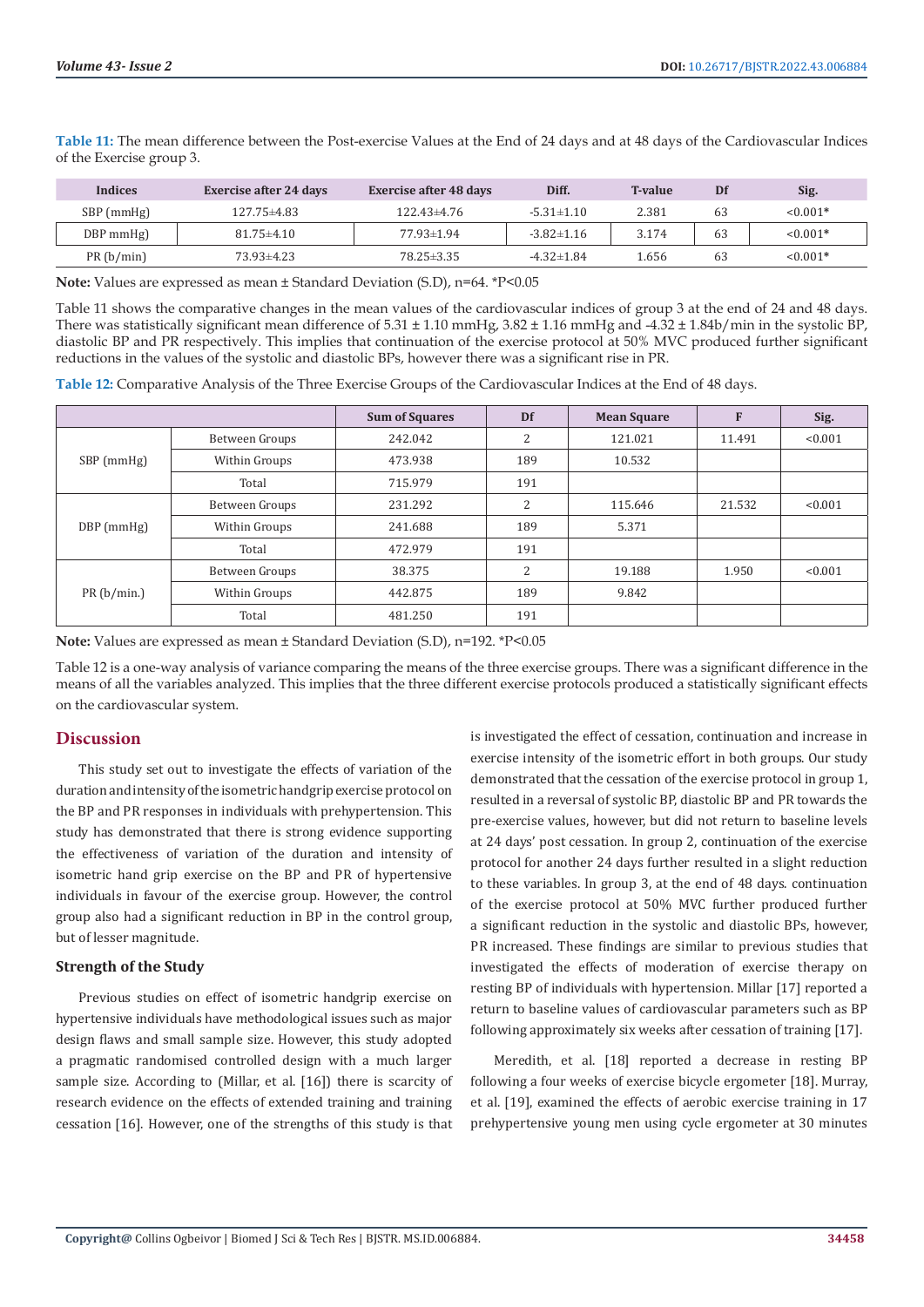**Table 11:** The mean difference between the Post-exercise Values at the End of 24 days and at 48 days of the Cardiovascular Indices of the Exercise group 3.

| Indices | Exercise after 24 days | Exercise after 48 days | Diff. | T-value | Df | Sig. |
|---|---|---|---|---|---|---|
| SBP (mmHg) | 127.75±4.83 | 122.43±4.76 | -5.31±1.10 | 2.381 | 63 | <0.001* |
| DBP mmHg) | 81.75±4.10 | 77.93±1.94 | -3.82±1.16 | 3.174 | 63 | <0.001* |
| PR (b/min) | 73.93±4.23 | 78.25±3.35 | -4.32±1.84 | 1.656 | 63 | <0.001* |

**Note:** Values are expressed as mean ± Standard Deviation (S.D), n=64. *P<0.05

Table 11 shows the comparative changes in the mean values of the cardiovascular indices of group 3 at the end of 24 and 48 days. There was statistically significant mean difference of 5.31 ± 1.10 mmHg, 3.82 ± 1.16 mmHg and -4.32 ± 1.84b/min in the systolic BP, diastolic BP and PR respectively. This implies that continuation of the exercise protocol at 50% MVC produced further significant reductions in the values of the systolic and diastolic BPs, however there was a significant rise in PR.

**Table 12:** Comparative Analysis of the Three Exercise Groups of the Cardiovascular Indices at the End of 48 days.

| | | Sum of Squares | Df | Mean Square | F | Sig. |
|---|---|---|---|---|---|---|
| SBP (mmHg) | Between Groups | 242.042 | 2 | 121.021 | 11.491 | <0.001 |
| | Within Groups | 473.938 | 189 | 10.532 | | |
| | Total | 715.979 | 191 | | | |
| DBP (mmHg) | Between Groups | 231.292 | 2 | 115.646 | 21.532 | <0.001 |
| | Within Groups | 241.688 | 189 | 5.371 | | |
| | Total | 472.979 | 191 | | | |
| PR (b/min.) | Between Groups | 38.375 | 2 | 19.188 | 1.950 | <0.001 |
| | Within Groups | 442.875 | 189 | 9.842 | | |
| | Total | 481.250 | 191 | | | |

**Note:** Values are expressed as mean ± Standard Deviation (S.D), n=192. *P<0.05

Table 12 is a one-way analysis of variance comparing the means of the three exercise groups. There was a significant difference in the means of all the variables analyzed. This implies that the three different exercise protocols produced a statistically significant effects on the cardiovascular system.

## Discussion

This study set out to investigate the effects of variation of the duration and intensity of the isometric handgrip exercise protocol on the BP and PR responses in individuals with prehypertension. This study has demonstrated that there is strong evidence supporting the effectiveness of variation of the duration and intensity of isometric hand grip exercise on the BP and PR of hypertensive individuals in favour of the exercise group. However, the control group also had a significant reduction in BP in the control group, but of lesser magnitude.

### Strength of the Study

Previous studies on effect of isometric handgrip exercise on hypertensive individuals have methodological issues such as major design flaws and small sample size. However, this study adopted a pragmatic randomised controlled design with a much larger sample size. According to (Millar, et al. [16]) there is scarcity of research evidence on the effects of extended training and training cessation [16]. However, one of the strengths of this study is that is investigated the effect of cessation, continuation and increase in exercise intensity of the isometric effort in both groups. Our study demonstrated that the cessation of the exercise protocol in group 1, resulted in a reversal of systolic BP, diastolic BP and PR towards the pre-exercise values, however, but did not return to baseline levels at 24 days' post cessation. In group 2, continuation of the exercise protocol for another 24 days further resulted in a slight reduction to these variables. In group 3, at the end of 48 days. continuation of the exercise protocol at 50% MVC further produced further a significant reduction in the systolic and diastolic BPs, however, PR increased. These findings are similar to previous studies that investigated the effects of moderation of exercise therapy on resting BP of individuals with hypertension. Millar [17] reported a return to baseline values of cardiovascular parameters such as BP following approximately six weeks after cessation of training [17].

Meredith, et al. [18] reported a decrease in resting BP following a four weeks of exercise bicycle ergometer [18]. Murray, et al. [19], examined the effects of aerobic exercise training in 17 prehypertensive young men using cycle ergometer at 30 minutes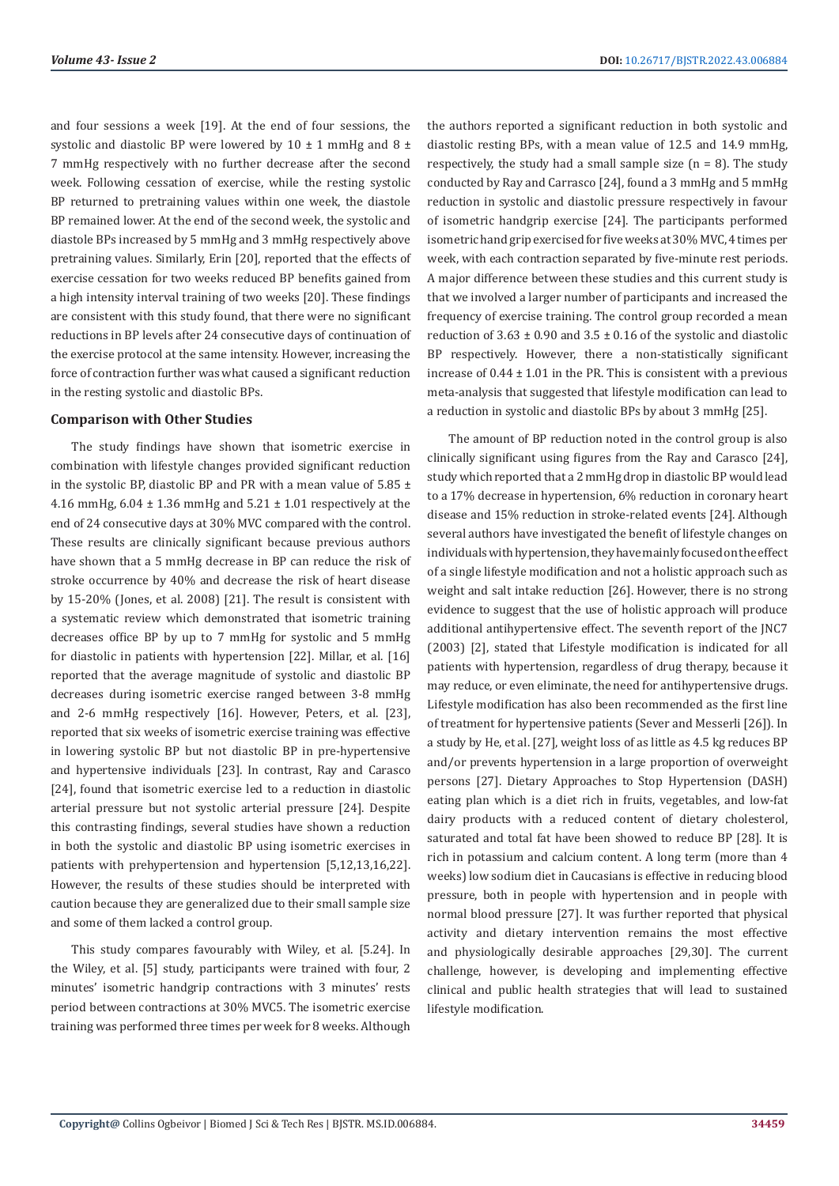and four sessions a week [19]. At the end of four sessions, the systolic and diastolic BP were lowered by 10 ± 1 mmHg and 8 ± 7 mmHg respectively with no further decrease after the second week. Following cessation of exercise, while the resting systolic BP returned to pretraining values within one week, the diastole BP remained lower. At the end of the second week, the systolic and diastole BPs increased by 5 mmHg and 3 mmHg respectively above pretraining values. Similarly, Erin [20], reported that the effects of exercise cessation for two weeks reduced BP benefits gained from a high intensity interval training of two weeks [20]. These findings are consistent with this study found, that there were no significant reductions in BP levels after 24 consecutive days of continuation of the exercise protocol at the same intensity. However, increasing the force of contraction further was what caused a significant reduction in the resting systolic and diastolic BPs.

### Comparison with Other Studies

The study findings have shown that isometric exercise in combination with lifestyle changes provided significant reduction in the systolic BP, diastolic BP and PR with a mean value of 5.85 ± 4.16 mmHg, 6.04 ± 1.36 mmHg and 5.21 ± 1.01 respectively at the end of 24 consecutive days at 30% MVC compared with the control. These results are clinically significant because previous authors have shown that a 5 mmHg decrease in BP can reduce the risk of stroke occurrence by 40% and decrease the risk of heart disease by 15-20% (Jones, et al. 2008) [21]. The result is consistent with a systematic review which demonstrated that isometric training decreases office BP by up to 7 mmHg for systolic and 5 mmHg for diastolic in patients with hypertension [22]. Millar, et al. [16] reported that the average magnitude of systolic and diastolic BP decreases during isometric exercise ranged between 3-8 mmHg and 2-6 mmHg respectively [16]. However, Peters, et al. [23], reported that six weeks of isometric exercise training was effective in lowering systolic BP but not diastolic BP in pre-hypertensive and hypertensive individuals [23]. In contrast, Ray and Carasco [24], found that isometric exercise led to a reduction in diastolic arterial pressure but not systolic arterial pressure [24]. Despite this contrasting findings, several studies have shown a reduction in both the systolic and diastolic BP using isometric exercises in patients with prehypertension and hypertension [5,12,13,16,22]. However, the results of these studies should be interpreted with caution because they are generalized due to their small sample size and some of them lacked a control group.

This study compares favourably with Wiley, et al. [5.24]. In the Wiley, et al. [5] study, participants were trained with four, 2 minutes' isometric handgrip contractions with 3 minutes' rests period between contractions at 30% MVC5. The isometric exercise training was performed three times per week for 8 weeks. Although the authors reported a significant reduction in both systolic and diastolic resting BPs, with a mean value of 12.5 and 14.9 mmHg, respectively, the study had a small sample size (n = 8). The study conducted by Ray and Carrasco [24], found a 3 mmHg and 5 mmHg reduction in systolic and diastolic pressure respectively in favour of isometric handgrip exercise [24]. The participants performed isometric hand grip exercised for five weeks at 30% MVC, 4 times per week, with each contraction separated by five-minute rest periods. A major difference between these studies and this current study is that we involved a larger number of participants and increased the frequency of exercise training. The control group recorded a mean reduction of 3.63 ± 0.90 and 3.5 ± 0.16 of the systolic and diastolic BP respectively. However, there a non-statistically significant increase of 0.44 ± 1.01 in the PR. This is consistent with a previous meta-analysis that suggested that lifestyle modification can lead to a reduction in systolic and diastolic BPs by about 3 mmHg [25].

The amount of BP reduction noted in the control group is also clinically significant using figures from the Ray and Carasco [24], study which reported that a 2 mmHg drop in diastolic BP would lead to a 17% decrease in hypertension, 6% reduction in coronary heart disease and 15% reduction in stroke-related events [24]. Although several authors have investigated the benefit of lifestyle changes on individuals with hypertension, they have mainly focused on the effect of a single lifestyle modification and not a holistic approach such as weight and salt intake reduction [26]. However, there is no strong evidence to suggest that the use of holistic approach will produce additional antihypertensive effect. The seventh report of the JNC7 (2003) [2], stated that Lifestyle modification is indicated for all patients with hypertension, regardless of drug therapy, because it may reduce, or even eliminate, the need for antihypertensive drugs. Lifestyle modification has also been recommended as the first line of treatment for hypertensive patients (Sever and Messerli [26]). In a study by He, et al. [27], weight loss of as little as 4.5 kg reduces BP and/or prevents hypertension in a large proportion of overweight persons [27]. Dietary Approaches to Stop Hypertension (DASH) eating plan which is a diet rich in fruits, vegetables, and low-fat dairy products with a reduced content of dietary cholesterol, saturated and total fat have been showed to reduce BP [28]. It is rich in potassium and calcium content. A long term (more than 4 weeks) low sodium diet in Caucasians is effective in reducing blood pressure, both in people with hypertension and in people with normal blood pressure [27]. It was further reported that physical activity and dietary intervention remains the most effective and physiologically desirable approaches [29,30]. The current challenge, however, is developing and implementing effective clinical and public health strategies that will lead to sustained lifestyle modification.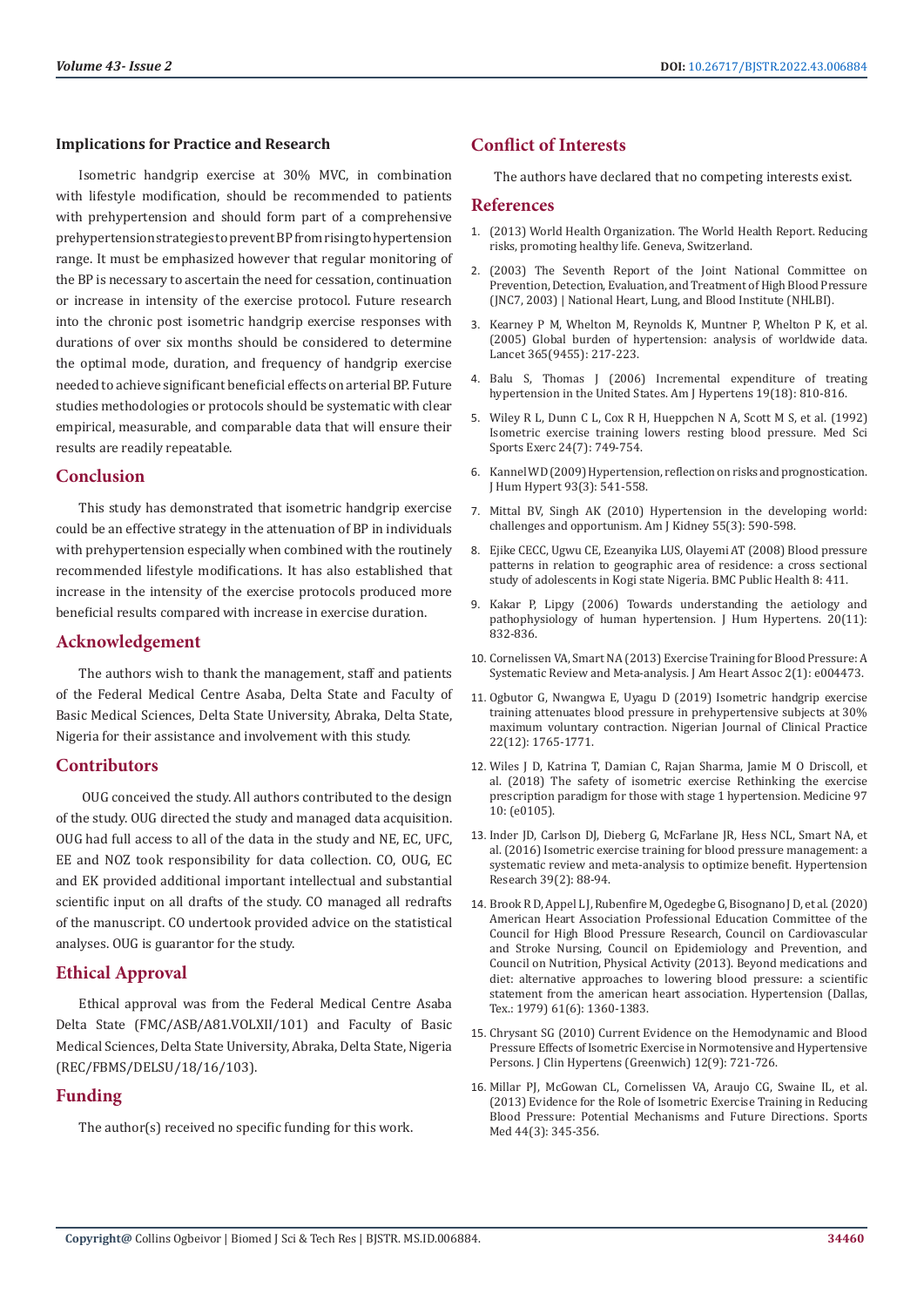### Implications for Practice and Research

Isometric handgrip exercise at 30% MVC, in combination with lifestyle modification, should be recommended to patients with prehypertension and should form part of a comprehensive prehypertension strategies to prevent BP from rising to hypertension range. It must be emphasized however that regular monitoring of the BP is necessary to ascertain the need for cessation, continuation or increase in intensity of the exercise protocol. Future research into the chronic post isometric handgrip exercise responses with durations of over six months should be considered to determine the optimal mode, duration, and frequency of handgrip exercise needed to achieve significant beneficial effects on arterial BP. Future studies methodologies or protocols should be systematic with clear empirical, measurable, and comparable data that will ensure their results are readily repeatable.

## Conclusion

This study has demonstrated that isometric handgrip exercise could be an effective strategy in the attenuation of BP in individuals with prehypertension especially when combined with the routinely recommended lifestyle modifications. It has also established that increase in the intensity of the exercise protocols produced more beneficial results compared with increase in exercise duration.

## Acknowledgement

The authors wish to thank the management, staff and patients of the Federal Medical Centre Asaba, Delta State and Faculty of Basic Medical Sciences, Delta State University, Abraka, Delta State, Nigeria for their assistance and involvement with this study.

## Contributors

OUG conceived the study. All authors contributed to the design of the study. OUG directed the study and managed data acquisition. OUG had full access to all of the data in the study and NE, EC, UFC, EE and NOZ took responsibility for data collection. CO, OUG, EC and EK provided additional important intellectual and substantial scientific input on all drafts of the study. CO managed all redrafts of the manuscript. CO undertook provided advice on the statistical analyses. OUG is guarantor for the study.

## Ethical Approval

Ethical approval was from the Federal Medical Centre Asaba Delta State (FMC/ASB/A81.VOLXII/101) and Faculty of Basic Medical Sciences, Delta State University, Abraka, Delta State, Nigeria (REC/FBMS/DELSU/18/16/103).

## Funding

The author(s) received no specific funding for this work.

## Conflict of Interests

The authors have declared that no competing interests exist.

## References

1. (2013) World Health Organization. The World Health Report. Reducing risks, promoting healthy life. Geneva, Switzerland.
2. (2003) The Seventh Report of the Joint National Committee on Prevention, Detection, Evaluation, and Treatment of High Blood Pressure (JNC7, 2003) | National Heart, Lung, and Blood Institute (NHLBI).
3. Kearney P M, Whelton M, Reynolds K, Muntner P, Whelton P K, et al. (2005) Global burden of hypertension: analysis of worldwide data. Lancet 365(9455): 217-223.
4. Balu S, Thomas J (2006) Incremental expenditure of treating hypertension in the United States. Am J Hypertens 19(18): 810-816.
5. Wiley R L, Dunn C L, Cox R H, Hueppchen N A, Scott M S, et al. (1992) Isometric exercise training lowers resting blood pressure. Med Sci Sports Exerc 24(7): 749-754.
6. Kannel WD (2009) Hypertension, reflection on risks and prognostication. J Hum Hypert 93(3): 541-558.
7. Mittal BV, Singh AK (2010) Hypertension in the developing world: challenges and opportunism. Am J Kidney 55(3): 590-598.
8. Ejike CECC, Ugwu CE, Ezeanyika LUS, Olayemi AT (2008) Blood pressure patterns in relation to geographic area of residence: a cross sectional study of adolescents in Kogi state Nigeria. BMC Public Health 8: 411.
9. Kakar P, Lipgy (2006) Towards understanding the aetiology and pathophysiology of human hypertension. J Hum Hypertens. 20(11): 832-836.
10. Cornelissen VA, Smart NA (2013) Exercise Training for Blood Pressure: A Systematic Review and Meta-analysis. J Am Heart Assoc 2(1): e004473.
11. Ogbutor G, Nwangwa E, Uyagu D (2019) Isometric handgrip exercise training attenuates blood pressure in prehypertensive subjects at 30% maximum voluntary contraction. Nigerian Journal of Clinical Practice 22(12): 1765-1771.
12. Wiles J D, Katrina T, Damian C, Rajan Sharma, Jamie M O Driscoll, et al. (2018) The safety of isometric exercise Rethinking the exercise prescription paradigm for those with stage 1 hypertension. Medicine 97 10: (e0105).
13. Inder JD, Carlson DJ, Dieberg G, McFarlane JR, Hess NCL, Smart NA, et al. (2016) Isometric exercise training for blood pressure management: a systematic review and meta-analysis to optimize benefit. Hypertension Research 39(2): 88-94.
14. Brook R D, Appel L J, Rubenfire M, Ogedegbe G, Bisognano J D, et al. (2020) American Heart Association Professional Education Committee of the Council for High Blood Pressure Research, Council on Cardiovascular and Stroke Nursing, Council on Epidemiology and Prevention, and Council on Nutrition, Physical Activity (2013). Beyond medications and diet: alternative approaches to lowering blood pressure: a scientific statement from the american heart association. Hypertension (Dallas, Tex.: 1979) 61(6): 1360-1383.
15. Chrysant SG (2010) Current Evidence on the Hemodynamic and Blood Pressure Effects of Isometric Exercise in Normotensive and Hypertensive Persons. J Clin Hypertens (Greenwich) 12(9): 721-726.
16. Millar PJ, McGowan CL, Cornelissen VA, Araujo CG, Swaine IL, et al. (2013) Evidence for the Role of Isometric Exercise Training in Reducing Blood Pressure: Potential Mechanisms and Future Directions. Sports Med 44(3): 345-356.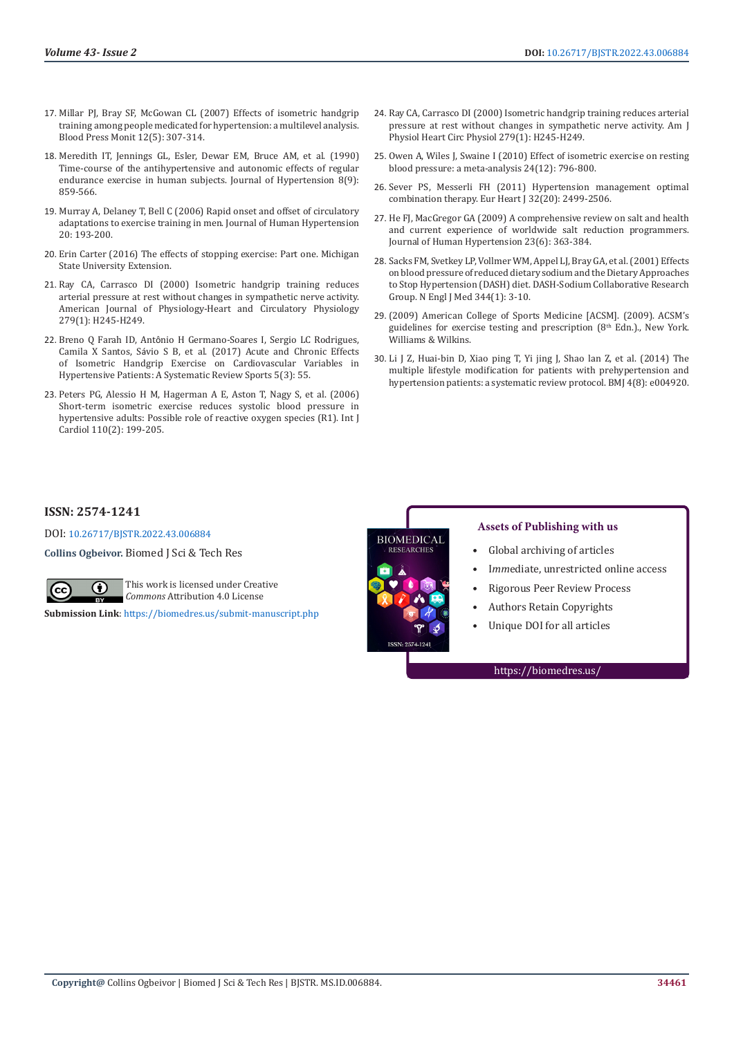17. Millar PJ, Bray SF, McGowan CL (2007) Effects of isometric handgrip training among people medicated for hypertension: a multilevel analysis. Blood Press Monit 12(5): 307-314.
18. Meredith IT, Jennings GL, Esler, Dewar EM, Bruce AM, et al. (1990) Time-course of the antihypertensive and autonomic effects of regular endurance exercise in human subjects. Journal of Hypertension 8(9): 859-566.
19. Murray A, Delaney T, Bell C (2006) Rapid onset and offset of circulatory adaptations to exercise training in men. Journal of Human Hypertension 20: 193-200.
20. Erin Carter (2016) The effects of stopping exercise: Part one. Michigan State University Extension.
21. Ray CA, Carrasco DI (2000) Isometric handgrip training reduces arterial pressure at rest without changes in sympathetic nerve activity. American Journal of Physiology-Heart and Circulatory Physiology 279(1): H245-H249.
22. Breno Q Farah ID, Antônio H Germano-Soares I, Sergio LC Rodrigues, Camila X Santos, Sávio S B, et al. (2017) Acute and Chronic Effects of Isometric Handgrip Exercise on Cardiovascular Variables in Hypertensive Patients: A Systematic Review Sports 5(3): 55.
23. Peters PG, Alessio H M, Hagerman A E, Aston T, Nagy S, et al. (2006) Short-term isometric exercise reduces systolic blood pressure in hypertensive adults: Possible role of reactive oxygen species (R1). Int J Cardiol 110(2): 199-205.
24. Ray CA, Carrasco DI (2000) Isometric handgrip training reduces arterial pressure at rest without changes in sympathetic nerve activity. Am J Physiol Heart Circ Physiol 279(1): H245-H249.
25. Owen A, Wiles J, Swaine I (2010) Effect of isometric exercise on resting blood pressure: a meta-analysis 24(12): 796-800.
26. Sever PS, Messerli FH (2011) Hypertension management optimal combination therapy. Eur Heart J 32(20): 2499-2506.
27. He FJ, MacGregor GA (2009) A comprehensive review on salt and health and current experience of worldwide salt reduction programmers. Journal of Human Hypertension 23(6): 363-384.
28. Sacks FM, Svetkey LP, Vollmer WM, Appel LJ, Bray GA, et al. (2001) Effects on blood pressure of reduced dietary sodium and the Dietary Approaches to Stop Hypertension (DASH) diet. DASH-Sodium Collaborative Research Group. N Engl J Med 344(1): 3-10.
29. (2009) American College of Sports Medicine [ACSM]. (2009). ACSM's guidelines for exercise testing and prescription (8th Edn.)., New York. Williams & Wilkins.
30. Li J Z, Huai-bin D, Xiao ping T, Yi jing J, Shao lan Z, et al. (2014) The multiple lifestyle modification for patients with prehypertension and hypertension patients: a systematic review protocol. BMJ 4(8): e004920.

**ISSN: 2574-1241**

DOI: 10.26717/BJSTR.2022.43.006884

**Collins Ogbeivor.** Biomed J Sci & Tech Res

This work is licensed under Creative *Commons* Attribution 4.0 License

**Submission Link**: https://biomedres.us/submit-manuscript.php

**Assets of Publishing with us**

- Global archiving of articles
- Immediate, unrestricted online access
- Rigorous Peer Review Process
- Authors Retain Copyrights
- Unique DOI for all articles

https://biomedres.us/